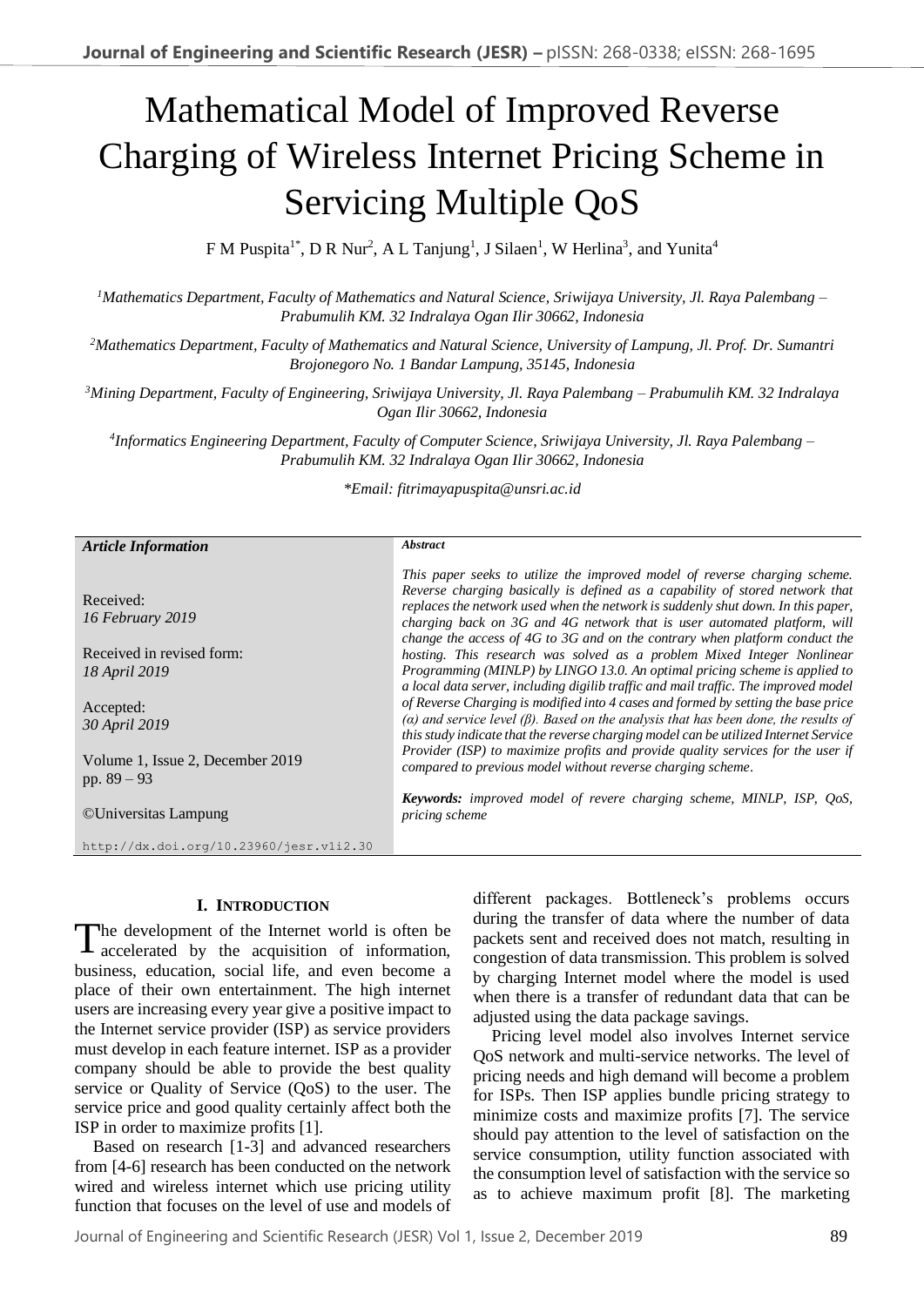# Mathematical Model of Improved Reverse Charging of Wireless Internet Pricing Scheme in Servicing Multiple QoS

F M Puspita[1*], D R Nur[2], A L Tanjung[1], J Silaen[1], W Herlina[3], and Yunita[4]

*[1]Mathematics Department, Faculty of Mathematics and Natural Science, Sriwijaya University, Jl. Raya Palembang – Prabumulih KM. 32 Indralaya Ogan Ilir 30662, Indonesia*

*[2]Mathematics Department, Faculty of Mathematics and Natural Science, University of Lampung, Jl. Prof. Dr. Sumantri Brojonegoro No. 1 Bandar Lampung, 35145, Indonesia*

*[3]Mining Department, Faculty of Engineering, Sriwijaya University, Jl. Raya Palembang – Prabumulih KM. 32 Indralaya Ogan Ilir 30662, Indonesia*

*[4]Informatics Engineering Department, Faculty of Computer Science, Sriwijaya University, Jl. Raya Palembang – Prabumulih KM. 32 Indralaya Ogan Ilir 30662, Indonesia*

*\*Email: fitrimayapuspita@unsri.ac.id*

***Article Information***

Received:
*16 February 2019*

Received in revised form:
*18 April 2019*

Accepted:
*30 April 2019*

Volume 1, Issue 2, December 2019
pp. 89 – 93

©Universitas Lampung

http://dx.doi.org/10.23960/jesr.v1i2.30

***Abstract***

*This paper seeks to utilize the improved model of reverse charging scheme. Reverse charging basically is defined as a capability of stored network that replaces the network used when the network is suddenly shut down. In this paper, charging back on 3G and 4G network that is user automated platform, will change the access of 4G to 3G and on the contrary when platform conduct the hosting. This research was solved as a problem Mixed Integer Nonlinear Programming (MINLP) by LINGO 13.0. An optimal pricing scheme is applied to a local data server, including digilib traffic and mail traffic. The improved model of Reverse Charging is modified into 4 cases and formed by setting the base price (α) and service level (β). Based on the analysis that has been done, the results of this study indicate that the reverse charging model can be utilized Internet Service Provider (ISP) to maximize profits and provide quality services for the user if compared to previous model without reverse charging scheme.*

***Keywords:*** *improved model of revere charging scheme, MINLP, ISP, QoS, pricing scheme*

## I. Introduction

The development of the Internet world is often be accelerated by the acquisition of information, business, education, social life, and even become a place of their own entertainment. The high internet users are increasing every year give a positive impact to the Internet service provider (ISP) as service providers must develop in each feature internet. ISP as a provider company should be able to provide the best quality service or Quality of Service (QoS) to the user. The service price and good quality certainly affect both the ISP in order to maximize profits [1].

Based on research [1-3] and advanced researchers from [4-6] research has been conducted on the network wired and wireless internet which use pricing utility function that focuses on the level of use and models of different packages. Bottleneck's problems occurs during the transfer of data where the number of data packets sent and received does not match, resulting in congestion of data transmission. This problem is solved by charging Internet model where the model is used when there is a transfer of redundant data that can be adjusted using the data package savings.

Pricing level model also involves Internet service QoS network and multi-service networks. The level of pricing needs and high demand will become a problem for ISPs. Then ISP applies bundle pricing strategy to minimize costs and maximize profits [7]. The service should pay attention to the level of satisfaction on the service consumption, utility function associated with the consumption level of satisfaction with the service so as to achieve maximum profit [8]. The marketing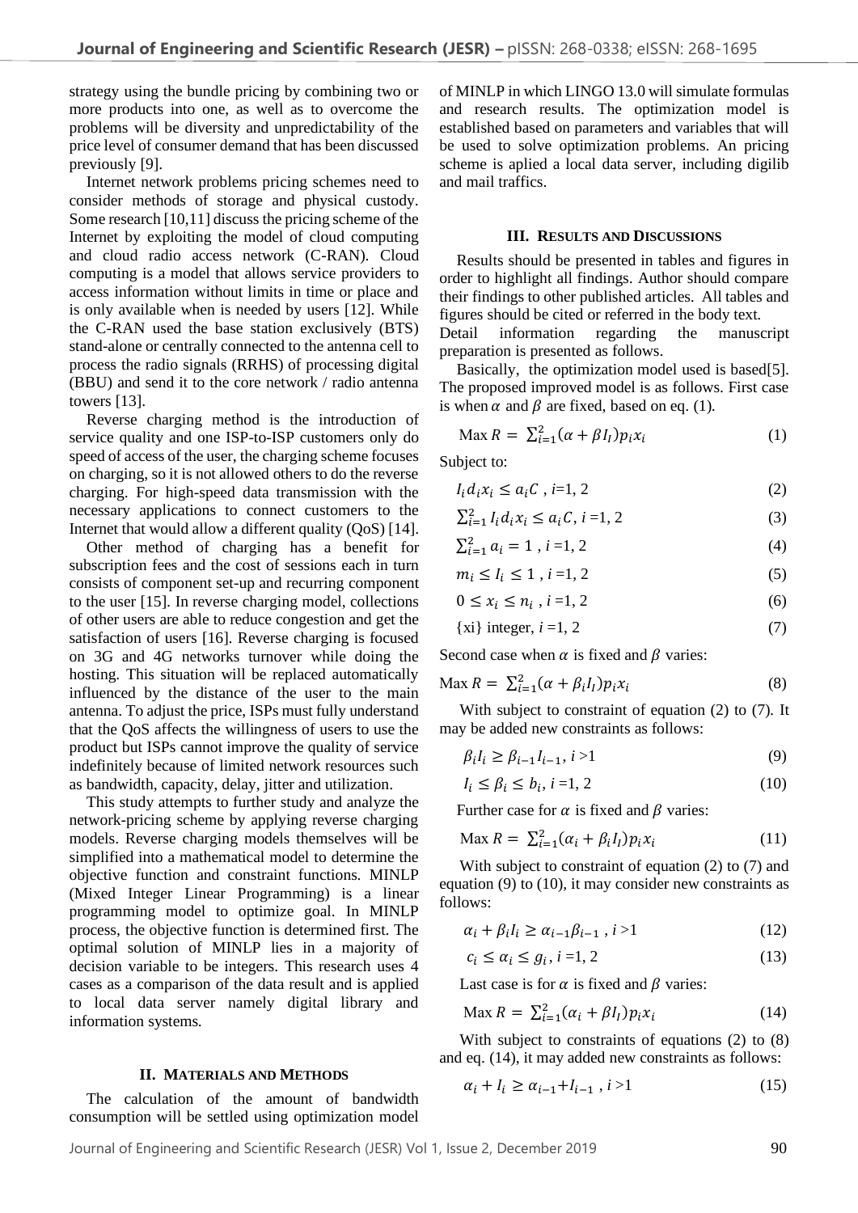strategy using the bundle pricing by combining two or more products into one, as well as to overcome the problems will be diversity and unpredictability of the price level of consumer demand that has been discussed previously [9].

Internet network problems pricing schemes need to consider methods of storage and physical custody. Some research [10,11] discuss the pricing scheme of the Internet by exploiting the model of cloud computing and cloud radio access network (C-RAN). Cloud computing is a model that allows service providers to access information without limits in time or place and is only available when is needed by users [12]. While the C-RAN used the base station exclusively (BTS) stand-alone or centrally connected to the antenna cell to process the radio signals (RRHS) of processing digital (BBU) and send it to the core network / radio antenna towers [13].

Reverse charging method is the introduction of service quality and one ISP-to-ISP customers only do speed of access of the user, the charging scheme focuses on charging, so it is not allowed others to do the reverse charging. For high-speed data transmission with the necessary applications to connect customers to the Internet that would allow a different quality (QoS) [14].

Other method of charging has a benefit for subscription fees and the cost of sessions each in turn consists of component set-up and recurring component to the user [15]. In reverse charging model, collections of other users are able to reduce congestion and get the satisfaction of users [16]. Reverse charging is focused on 3G and 4G networks turnover while doing the hosting. This situation will be replaced automatically influenced by the distance of the user to the main antenna. To adjust the price, ISPs must fully understand that the QoS affects the willingness of users to use the product but ISPs cannot improve the quality of service indefinitely because of limited network resources such as bandwidth, capacity, delay, jitter and utilization.

This study attempts to further study and analyze the network-pricing scheme by applying reverse charging models. Reverse charging models themselves will be simplified into a mathematical model to determine the objective function and constraint functions. MINLP (Mixed Integer Linear Programming) is a linear programming model to optimize goal. In MINLP process, the objective function is determined first. The optimal solution of MINLP lies in a majority of decision variable to be integers. This research uses 4 cases as a comparison of the data result and is applied to local data server namely digital library and information systems.

## II. Materials and Methods

The calculation of the amount of bandwidth consumption will be settled using optimization model of MINLP in which LINGO 13.0 will simulate formulas and research results. The optimization model is established based on parameters and variables that will be used to solve optimization problems. An pricing scheme is aplied a local data server, including digilib and mail traffics.

## III. Results and Discussions

Results should be presented in tables and figures in order to highlight all findings. Author should compare their findings to other published articles. All tables and figures should be cited or referred in the body text. Detail information regarding the manuscript preparation is presented as follows.

Basically, the optimization model used is based[5]. The proposed improved model is as follows. First case is when $\alpha$ and $\beta$ are fixed, based on eq. (1).

$$\text{Max } R = \sum_{i=1}^{2}(\alpha + \beta I_I)p_i x_i \tag{1}$$

Subject to:

$$I_i d_i x_i \leq a_i C \text{ , } i\text{=1, 2} \tag{2}$$

$$\sum_{i=1}^{2} I_i d_i x_i \leq a_i C\text{, } i\text{ =1, 2} \tag{3}$$

$$\sum_{i=1}^{2} a_i = 1 \text{ , } i\text{ =1, 2} \tag{4}$$

$$m_i \leq I_i \leq 1 \text{ , } i\text{ =1, 2} \tag{5}$$

$$0 \leq x_i \leq n_i \text{ , } i\text{ =1, 2} \tag{6}$$

$$\{\text{xi}\} \text{ integer, } i\text{ =1, 2} \tag{7}$$

Second case when $\alpha$ is fixed and $\beta$ varies:

$$\text{Max } R = \sum_{i=1}^{2}(\alpha + \beta_i I_I)p_i x_i \tag{8}$$

With subject to constraint of equation (2) to (7). It may be added new constraints as follows:

$$\beta_i I_i \geq \beta_{i-1} I_{i-1}\text{, } i\text{ >1} \tag{9}$$

$$I_i \leq \beta_i \leq b_i\text{, } i\text{ =1, 2} \tag{10}$$

Further case for $\alpha$ is fixed and $\beta$ varies:

$$\text{Max } R = \sum_{i=1}^{2}(\alpha_i + \beta_i I_I)p_i x_i \tag{11}$$

With subject to constraint of equation (2) to (7) and equation (9) to (10), it may consider new constraints as follows:

$$\alpha_i + \beta_i I_i \geq \alpha_{i-1}\beta_{i-1} \text{ , } i\text{ >1} \tag{12}$$

$$c_i \leq \alpha_i \leq g_i\text{, } i\text{ =1, 2} \tag{13}$$

Last case is for $\alpha$ is fixed and $\beta$ varies:

$$\text{Max } R = \sum_{i=1}^{2}(\alpha_i + \beta I_I)p_i x_i \tag{14}$$

With subject to constraints of equations (2) to (8) and eq. (14), it may added new constraints as follows:

$$\alpha_i + I_i \geq \alpha_{i-1} + I_{i-1} \text{ , } i\text{ >1} \tag{15}$$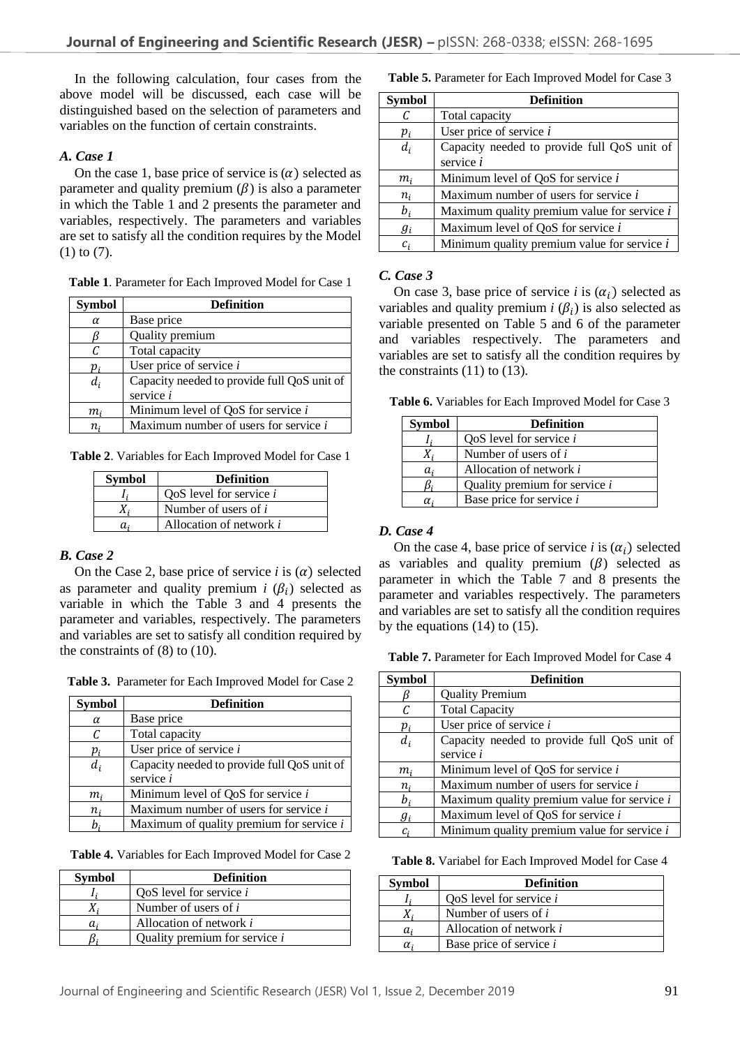In the following calculation, four cases from the above model will be discussed, each case will be distinguished based on the selection of parameters and variables on the function of certain constraints.

### *A. Case 1*

On the case 1, base price of service is ($\alpha$) selected as parameter and quality premium ($\beta$) is also a parameter in which the Table 1 and 2 presents the parameter and variables, respectively. The parameters and variables are set to satisfy all the condition requires by the Model (1) to (7).

**Table 1**. Parameter for Each Improved Model for Case 1

| Symbol | Definition |
|---|---|
| $\alpha$ | Base price |
| $\beta$ | Quality premium |
| $C$ | Total capacity |
| $p_i$ | User price of service *i* |
| $d_i$ | Capacity needed to provide full QoS unit of service *i* |
| $m_i$ | Minimum level of QoS for service *i* |
| $n_i$ | Maximum number of users for service *i* |

**Table 2**. Variables for Each Improved Model for Case 1

| Symbol | Definition |
|---|---|
| $I_i$ | QoS level for service *i* |
| $X_i$ | Number of users of *i* |
| $a_i$ | Allocation of network *i* |

### *B. Case 2*

On the Case 2, base price of service *i* is ($\alpha$) selected as parameter and quality premium *i* ($\beta_i$) selected as variable in which the Table 3 and 4 presents the parameter and variables, respectively. The parameters and variables are set to satisfy all condition required by the constraints of (8) to (10).

**Table 3.** Parameter for Each Improved Model for Case 2

| Symbol | Definition |
|---|---|
| $\alpha$ | Base price |
| $C$ | Total capacity |
| $p_i$ | User price of service *i* |
| $d_i$ | Capacity needed to provide full QoS unit of service *i* |
| $m_i$ | Minimum level of QoS for service *i* |
| $n_i$ | Maximum number of users for service *i* |
| $b_i$ | Maximum of quality premium for service *i* |

**Table 4.** Variables for Each Improved Model for Case 2

| Symbol | Definition |
|---|---|
| $I_i$ | QoS level for service *i* |
| $X_i$ | Number of users of *i* |
| $a_i$ | Allocation of network *i* |
| $\beta_i$ | Quality premium for service *i* |

**Table 5.** Parameter for Each Improved Model for Case 3

| Symbol | Definition |
|---|---|
| $C$ | Total capacity |
| $p_i$ | User price of service *i* |
| $d_i$ | Capacity needed to provide full QoS unit of service *i* |
| $m_i$ | Minimum level of QoS for service *i* |
| $n_i$ | Maximum number of users for service *i* |
| $b_i$ | Maximum quality premium value for service *i* |
| $g_i$ | Maximum level of QoS for service *i* |
| $c_i$ | Minimum quality premium value for service *i* |

### *C. Case 3*

On case 3, base price of service *i* is ($\alpha_i$) selected as variables and quality premium *i* ($\beta_i$) is also selected as variable presented on Table 5 and 6 of the parameter and variables respectively. The parameters and variables are set to satisfy all the condition requires by the constraints (11) to (13).

**Table 6.** Variables for Each Improved Model for Case 3

| Symbol | Definition |
|---|---|
| $I_i$ | QoS level for service *i* |
| $X_i$ | Number of users of *i* |
| $a_i$ | Allocation of network *i* |
| $\beta_i$ | Quality premium for service *i* |
| $\alpha_i$ | Base price for service *i* |

### *D. Case 4*

On the case 4, base price of service *i* is ($\alpha_i$) selected as variables and quality premium ($\beta$) selected as parameter in which the Table 7 and 8 presents the parameter and variables respectively. The parameters and variables are set to satisfy all the condition requires by the equations (14) to (15).

**Table 7.** Parameter for Each Improved Model for Case 4

| Symbol | Definition |
|---|---|
| $\beta$ | Quality Premium |
| $C$ | Total Capacity |
| $p_i$ | User price of service *i* |
| $d_i$ | Capacity needed to provide full QoS unit of service *i* |
| $m_i$ | Minimum level of QoS for service *i* |
| $n_i$ | Maximum number of users for service *i* |
| $b_i$ | Maximum quality premium value for service *i* |
| $g_i$ | Maximum level of QoS for service *i* |
| $c_i$ | Minimum quality premium value for service *i* |

**Table 8.** Variabel for Each Improved Model for Case 4

| Symbol | Definition |
|---|---|
| $I_i$ | QoS level for service *i* |
| $X_i$ | Number of users of *i* |
| $a_i$ | Allocation of network *i* |
| $\alpha_i$ | Base price of service *i* |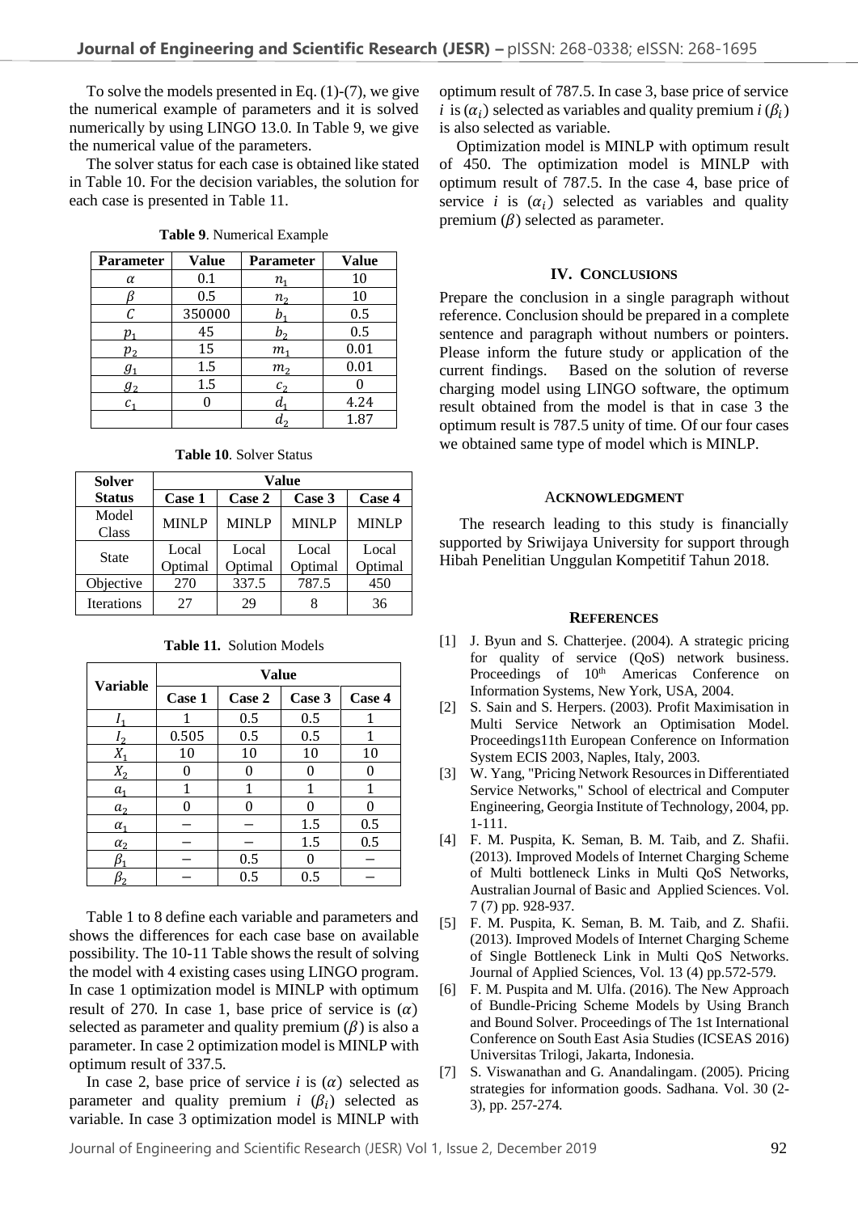To solve the models presented in Eq. (1)-(7), we give the numerical example of parameters and it is solved numerically by using LINGO 13.0. In Table 9, we give the numerical value of the parameters.

The solver status for each case is obtained like stated in Table 10. For the decision variables, the solution for each case is presented in Table 11.

**Table 9**. Numerical Example

| Parameter | Value | Parameter | Value |
|---|---|---|---|
| $\alpha$ | 0.1 | $n_1$ | 10 |
| $\beta$ | 0.5 | $n_2$ | 10 |
| $C$ | 350000 | $b_1$ | 0.5 |
| $p_1$ | 45 | $b_2$ | 0.5 |
| $p_2$ | 15 | $m_1$ | 0.01 |
| $g_1$ | 1.5 | $m_2$ | 0.01 |
| $g_2$ | 1.5 | $c_2$ | 0 |
| $c_1$ | 0 | $d_1$ | 4.24 |
| | | $d_2$ | 1.87 |

**Table 10**. Solver Status

| Solver Status | Value | | | |
|---|---|---|---|---|
| | Case 1 | Case 2 | Case 3 | Case 4 |
| Model Class | MINLP | MINLP | MINLP | MINLP |
| State | Local Optimal | Local Optimal | Local Optimal | Local Optimal |
| Objective | 270 | 337.5 | 787.5 | 450 |
| Iterations | 27 | 29 | 8 | 36 |

**Table 11.** Solution Models

| Variable | Value | | | |
|---|---|---|---|---|
| | Case 1 | Case 2 | Case 3 | Case 4 |
| $I_1$ | 1 | 0.5 | 0.5 | 1 |
| $I_2$ | 0.505 | 0.5 | 0.5 | 1 |
| $X_1$ | 10 | 10 | 10 | 10 |
| $X_2$ | 0 | 0 | 0 | 0 |
| $a_1$ | 1 | 1 | 1 | 1 |
| $a_2$ | 0 | 0 | 0 | 0 |
| $\alpha_1$ | – | – | 1.5 | 0.5 |
| $\alpha_2$ | – | – | 1.5 | 0.5 |
| $\beta_1$ | – | 0.5 | 0 | – |
| $\beta_2$ | – | 0.5 | 0.5 | – |

Table 1 to 8 define each variable and parameters and shows the differences for each case base on available possibility. The 10-11 Table shows the result of solving the model with 4 existing cases using LINGO program. In case 1 optimization model is MINLP with optimum result of 270. In case 1, base price of service is $(\alpha)$ selected as parameter and quality premium $(\beta)$ is also a parameter. In case 2 optimization model is MINLP with optimum result of 337.5.

In case 2, base price of service $i$ is $(\alpha)$ selected as parameter and quality premium $i$ $(\beta_i)$ selected as variable. In case 3 optimization model is MINLP with optimum result of 787.5. In case 3, base price of service $i$ is $(\alpha_i)$ selected as variables and quality premium $i$ $(\beta_i)$ is also selected as variable.

Optimization model is MINLP with optimum result of 450. The optimization model is MINLP with optimum result of 787.5. In the case 4, base price of service $i$ is $(\alpha_i)$ selected as variables and quality premium $(\beta)$ selected as parameter.

## IV. CONCLUSIONS

Prepare the conclusion in a single paragraph without reference. Conclusion should be prepared in a complete sentence and paragraph without numbers or pointers. Please inform the future study or application of the current findings. Based on the solution of reverse charging model using LINGO software, the optimum result obtained from the model is that in case 3 the optimum result is 787.5 unity of time. Of our four cases we obtained same type of model which is MINLP.

## ACKNOWLEDGMENT

The research leading to this study is financially supported by Sriwijaya University for support through Hibah Penelitian Unggulan Kompetitif Tahun 2018.

## REFERENCES

[1] J. Byun and S. Chatterjee. (2004). A strategic pricing for quality of service (QoS) network business. Proceedings of 10th Americas Conference on Information Systems, New York, USA, 2004.

[2] S. Sain and S. Herpers. (2003). Profit Maximisation in Multi Service Network an Optimisation Model. Proceedings11th European Conference on Information System ECIS 2003, Naples, Italy, 2003.

[3] W. Yang, "Pricing Network Resources in Differentiated Service Networks," School of electrical and Computer Engineering, Georgia Institute of Technology, 2004, pp. 1-111.

[4] F. M. Puspita, K. Seman, B. M. Taib, and Z. Shafii. (2013). Improved Models of Internet Charging Scheme of Multi bottleneck Links in Multi QoS Networks, Australian Journal of Basic and Applied Sciences. Vol. 7 (7) pp. 928-937.

[5] F. M. Puspita, K. Seman, B. M. Taib, and Z. Shafii. (2013). Improved Models of Internet Charging Scheme of Single Bottleneck Link in Multi QoS Networks. Journal of Applied Sciences, Vol. 13 (4) pp.572-579.

[6] F. M. Puspita and M. Ulfa. (2016). The New Approach of Bundle-Pricing Scheme Models by Using Branch and Bound Solver. Proceedings of The 1st International Conference on South East Asia Studies (ICSEAS 2016) Universitas Trilogi, Jakarta, Indonesia.

[7] S. Viswanathan and G. Anandalingam. (2005). Pricing strategies for information goods. Sadhana. Vol. 30 (2-3), pp. 257-274.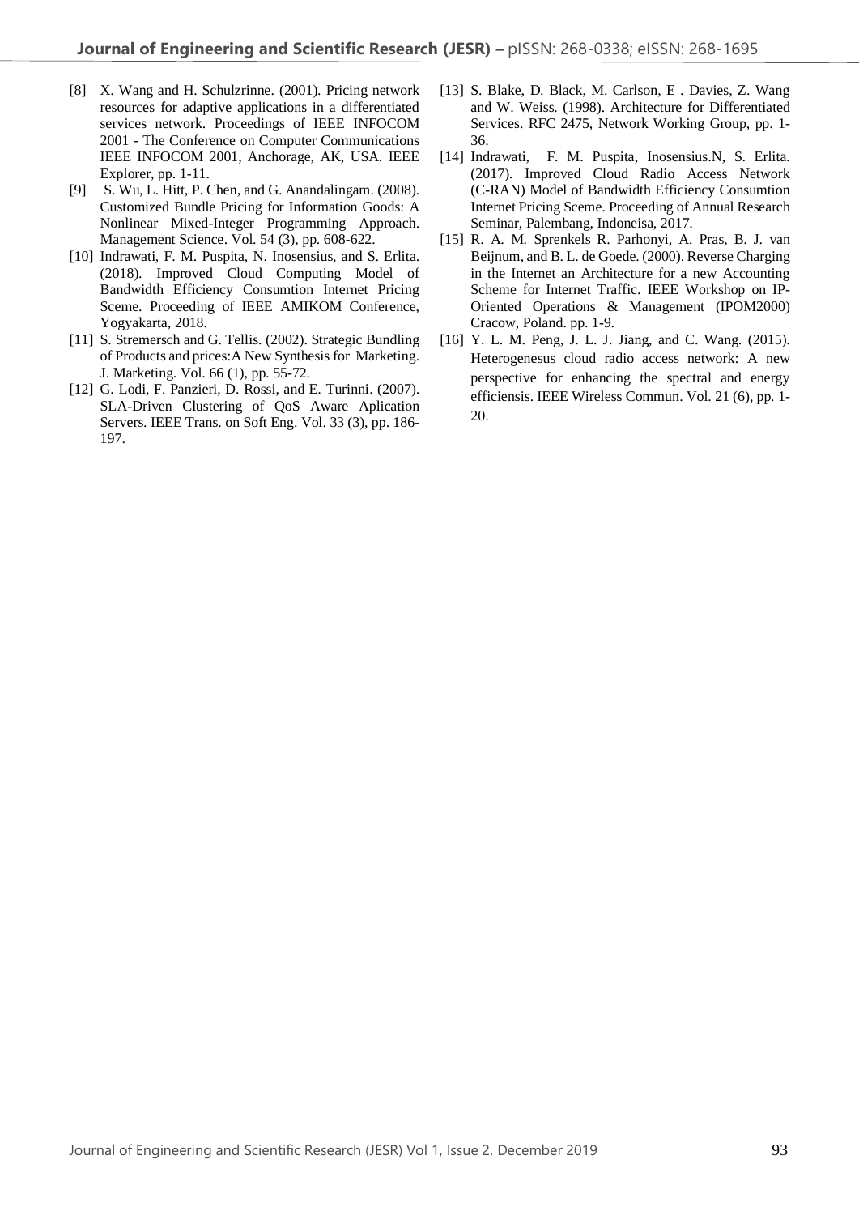[8] X. Wang and H. Schulzrinne. (2001). Pricing network resources for adaptive applications in a differentiated services network. Proceedings of IEEE INFOCOM 2001 - The Conference on Computer Communications IEEE INFOCOM 2001, Anchorage, AK, USA. IEEE Explorer, pp. 1-11.

[9] S. Wu, L. Hitt, P. Chen, and G. Anandalingam. (2008). Customized Bundle Pricing for Information Goods: A Nonlinear Mixed-Integer Programming Approach. Management Science. Vol. 54 (3), pp. 608-622.

[10] Indrawati, F. M. Puspita, N. Inosensius, and S. Erlita. (2018). Improved Cloud Computing Model of Bandwidth Efficiency Consumtion Internet Pricing Sceme. Proceeding of IEEE AMIKOM Conference, Yogyakarta, 2018.

[11] S. Stremersch and G. Tellis. (2002). Strategic Bundling of Products and prices:A New Synthesis for Marketing. J. Marketing. Vol. 66 (1), pp. 55-72.

[12] G. Lodi, F. Panzieri, D. Rossi, and E. Turinni. (2007). SLA-Driven Clustering of QoS Aware Aplication Servers. IEEE Trans. on Soft Eng. Vol. 33 (3), pp. 186-197.

[13] S. Blake, D. Black, M. Carlson, E . Davies, Z. Wang and W. Weiss. (1998). Architecture for Differentiated Services. RFC 2475, Network Working Group, pp. 1-36.

[14] Indrawati, F. M. Puspita, Inosensius.N, S. Erlita. (2017). Improved Cloud Radio Access Network (C-RAN) Model of Bandwidth Efficiency Consumtion Internet Pricing Sceme. Proceeding of Annual Research Seminar, Palembang, Indoneisa, 2017.

[15] R. A. M. Sprenkels R. Parhonyi, A. Pras, B. J. van Beijnum, and B. L. de Goede. (2000). Reverse Charging in the Internet an Architecture for a new Accounting Scheme for Internet Traffic. IEEE Workshop on IP-Oriented Operations & Management (IPOM2000) Cracow, Poland. pp. 1-9.

[16] Y. L. M. Peng, J. L. J. Jiang, and C. Wang. (2015). Heterogenesus cloud radio access network: A new perspective for enhancing the spectral and energy efficiensis. IEEE Wireless Commun. Vol. 21 (6), pp. 1-20.